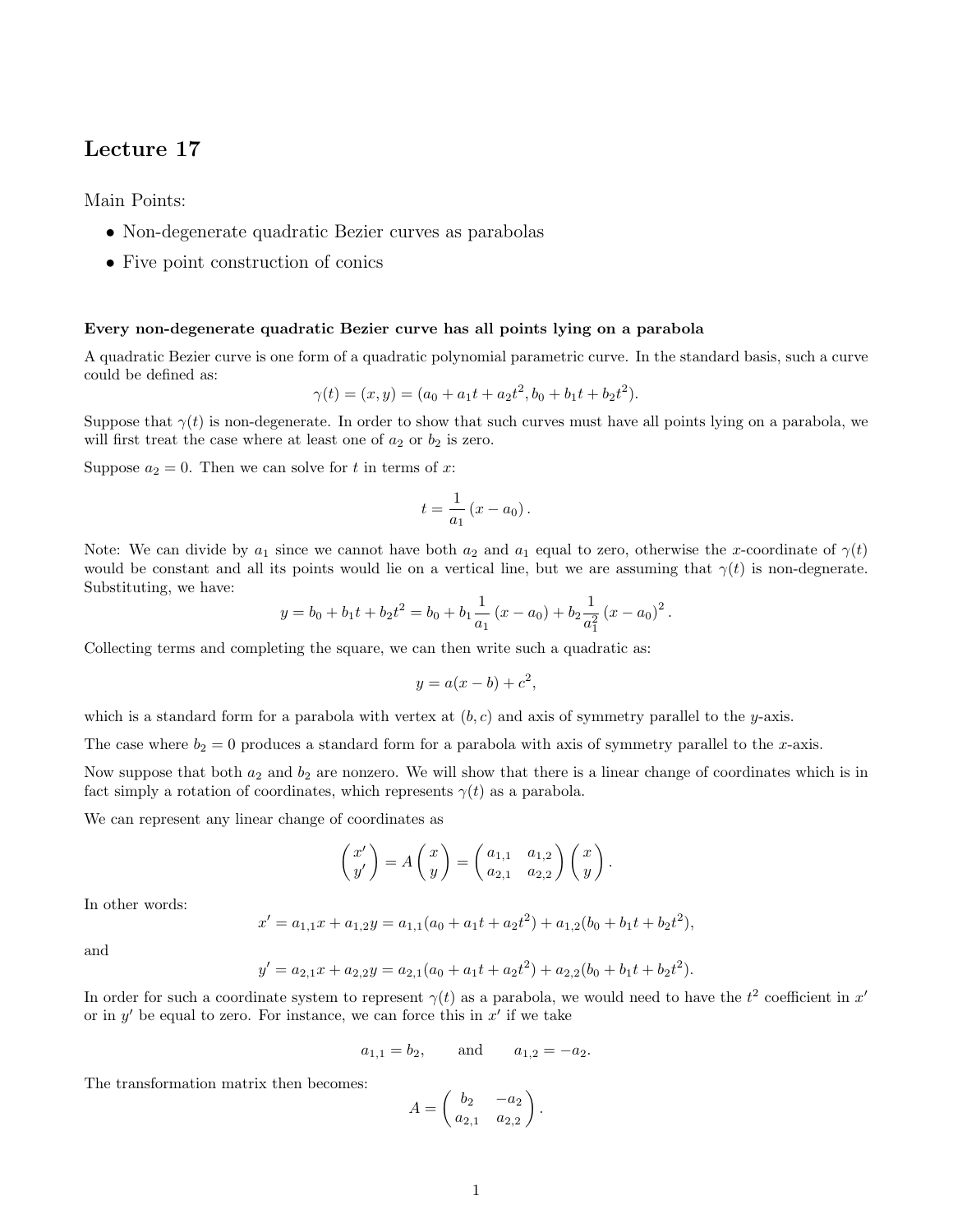# Lecture 17

Main Points:

- Non-degenerate quadratic Bezier curves as parabolas
- Five point construction of conics

**Every non-degenerate quadratic Bezier curve has all points lying on a parabola**

A quadratic Bezier curve is one form of a quadratic polynomial parametric curve. In the standard basis, such a curve could be defined as:

$$\gamma(t) = (x, y) = (a_0 + a_1 t + a_2 t^2, b_0 + b_1 t + b_2 t^2).$$

Suppose that $\gamma(t)$ is non-degenerate. In order to show that such curves must have all points lying on a parabola, we will first treat the case where at least one of $a_2$ or $b_2$ is zero.

Suppose $a_2 = 0$. Then we can solve for $t$ in terms of $x$:

$$t = \frac{1}{a_1}(x - a_0).$$

Note: We can divide by $a_1$ since we cannot have both $a_2$ and $a_1$ equal to zero, otherwise the $x$-coordinate of $\gamma(t)$ would be constant and all its points would lie on a vertical line, but we are assuming that $\gamma(t)$ is non-degenerate. Substituting, we have:

$$y = b_0 + b_1 t + b_2 t^2 = b_0 + b_1 \frac{1}{a_1}(x - a_0) + b_2 \frac{1}{a_1^2}(x - a_0)^2.$$

Collecting terms and completing the square, we can then write such a quadratic as:

$$y = a(x - b) + c^2,$$

which is a standard form for a parabola with vertex at $(b, c)$ and axis of symmetry parallel to the $y$-axis.

The case where $b_2 = 0$ produces a standard form for a parabola with axis of symmetry parallel to the $x$-axis.

Now suppose that both $a_2$ and $b_2$ are nonzero. We will show that there is a linear change of coordinates which is in fact simply a rotation of coordinates, which represents $\gamma(t)$ as a parabola.

We can represent any linear change of coordinates as

$$\begin{pmatrix} x' \\ y' \end{pmatrix} = A \begin{pmatrix} x \\ y \end{pmatrix} = \begin{pmatrix} a_{1,1} & a_{1,2} \\ a_{2,1} & a_{2,2} \end{pmatrix} \begin{pmatrix} x \\ y \end{pmatrix}.$$

In other words:

$$x' = a_{1,1} x + a_{1,2} y = a_{1,1}(a_0 + a_1 t + a_2 t^2) + a_{1,2}(b_0 + b_1 t + b_2 t^2),$$

and

$$y' = a_{2,1} x + a_{2,2} y = a_{2,1}(a_0 + a_1 t + a_2 t^2) + a_{2,2}(b_0 + b_1 t + b_2 t^2).$$

In order for such a coordinate system to represent $\gamma(t)$ as a parabola, we would need to have the $t^2$ coefficient in $x'$ or in $y'$ be equal to zero. For instance, we can force this in $x'$ if we take

$$a_{1,1} = b_2, \qquad \text{and} \qquad a_{1,2} = -a_2.$$

The transformation matrix then becomes:

$$A = \begin{pmatrix} b_2 & -a_2 \\ a_{2,1} & a_{2,2} \end{pmatrix}.$$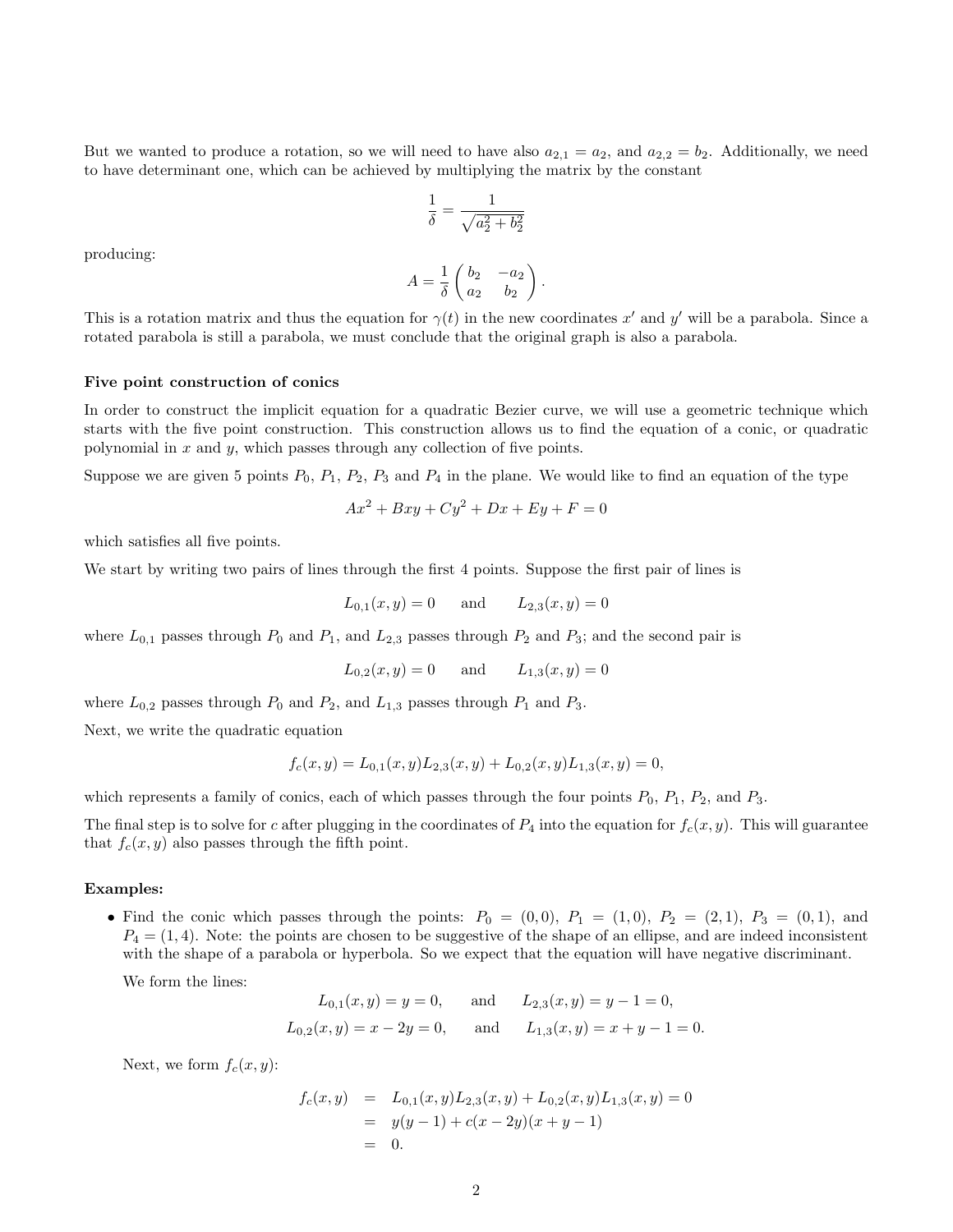But we wanted to produce a rotation, so we will need to have also $a_{2,1} = a_2$, and $a_{2,2} = b_2$. Additionally, we need to have determinant one, which can be achieved by multiplying the matrix by the constant

$$\frac{1}{\delta} = \frac{1}{\sqrt{a_2^2 + b_2^2}}$$

producing:

$$A = \frac{1}{\delta}\begin{pmatrix} b_2 & -a_2 \\ a_2 & b_2 \end{pmatrix}.$$

This is a rotation matrix and thus the equation for $\gamma(t)$ in the new coordinates $x'$ and $y'$ will be a parabola. Since a rotated parabola is still a parabola, we must conclude that the original graph is also a parabola.

### Five point construction of conics

In order to construct the implicit equation for a quadratic Bezier curve, we will use a geometric technique which starts with the five point construction. This construction allows us to find the equation of a conic, or quadratic polynomial in $x$ and $y$, which passes through any collection of five points.

Suppose we are given 5 points $P_0$, $P_1$, $P_2$, $P_3$ and $P_4$ in the plane. We would like to find an equation of the type

$$Ax^2 + Bxy + Cy^2 + Dx + Ey + F = 0$$

which satisfies all five points.

We start by writing two pairs of lines through the first 4 points. Suppose the first pair of lines is

$$L_{0,1}(x,y) = 0 \quad \text{and} \quad L_{2,3}(x,y) = 0$$

where $L_{0,1}$ passes through $P_0$ and $P_1$, and $L_{2,3}$ passes through $P_2$ and $P_3$; and the second pair is

$$L_{0,2}(x,y) = 0 \quad \text{and} \quad L_{1,3}(x,y) = 0$$

where $L_{0,2}$ passes through $P_0$ and $P_2$, and $L_{1,3}$ passes through $P_1$ and $P_3$.

Next, we write the quadratic equation

$$f_c(x,y) = L_{0,1}(x,y)L_{2,3}(x,y) + L_{0,2}(x,y)L_{1,3}(x,y) = 0,$$

which represents a family of conics, each of which passes through the four points $P_0$, $P_1$, $P_2$, and $P_3$.

The final step is to solve for $c$ after plugging in the coordinates of $P_4$ into the equation for $f_c(x,y)$. This will guarantee that $f_c(x,y)$ also passes through the fifth point.

### Examples:

- Find the conic which passes through the points: $P_0 = (0,0)$, $P_1 = (1,0)$, $P_2 = (2,1)$, $P_3 = (0,1)$, and $P_4 = (1,4)$. Note: the points are chosen to be suggestive of the shape of an ellipse, and are indeed inconsistent with the shape of a parabola or hyperbola. So we expect that the equation will have negative discriminant.

  We form the lines:

$$L_{0,1}(x,y) = y = 0, \quad \text{and} \quad L_{2,3}(x,y) = y - 1 = 0,$$
$$L_{0,2}(x,y) = x - 2y = 0, \quad \text{and} \quad L_{1,3}(x,y) = x + y - 1 = 0.$$

  Next, we form $f_c(x,y)$:

$$\begin{aligned} f_c(x,y) &= L_{0,1}(x,y)L_{2,3}(x,y) + L_{0,2}(x,y)L_{1,3}(x,y) = 0 \\ &= y(y-1) + c(x-2y)(x+y-1) \\ &= 0. \end{aligned}$$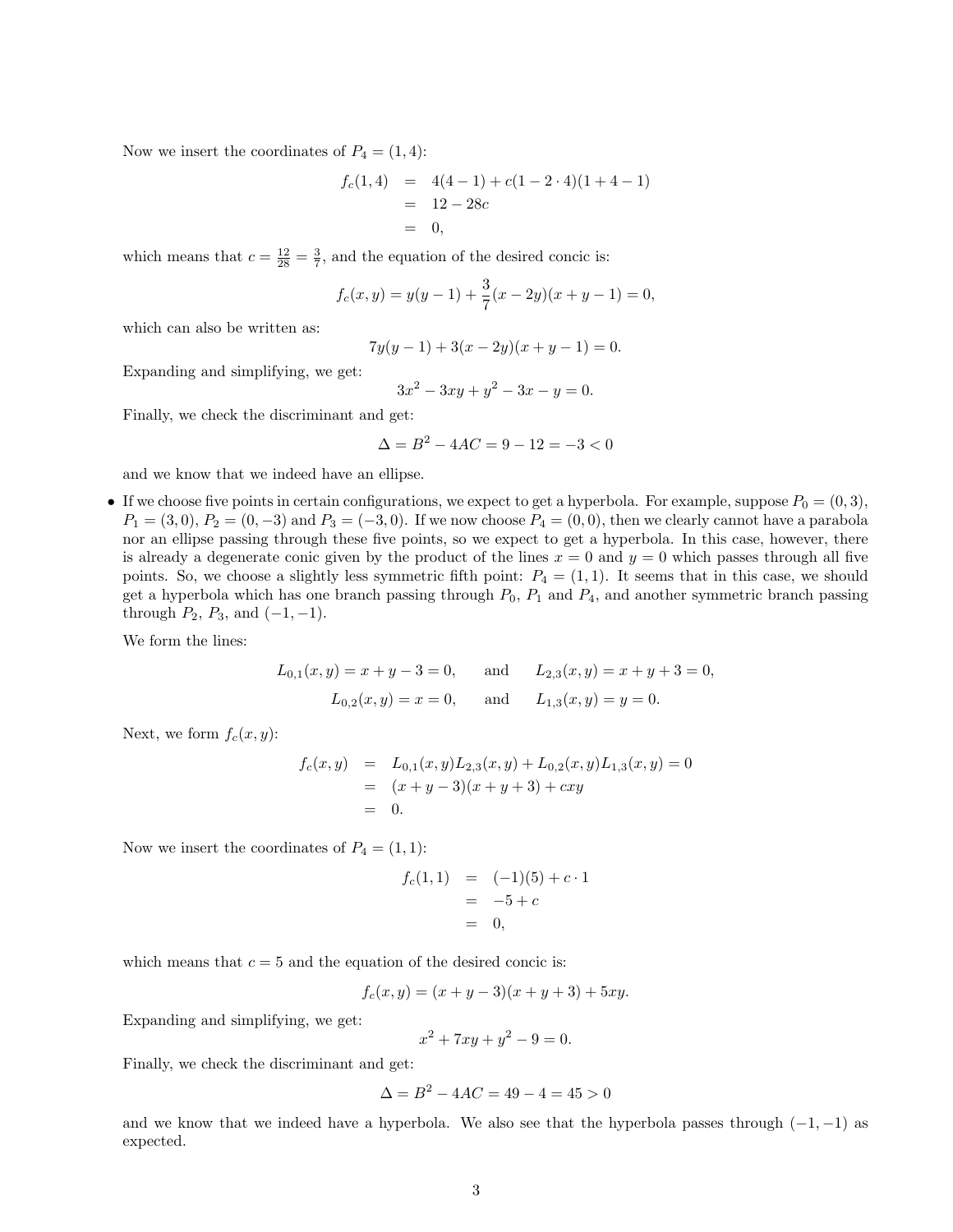Now we insert the coordinates of $P_4 = (1, 4)$:

$$
\begin{aligned}
f_c(1,4) &= 4(4-1) + c(1 - 2 \cdot 4)(1 + 4 - 1) \\
&= 12 - 28c \\
&= 0,
\end{aligned}
$$

which means that $c = \frac{12}{28} = \frac{3}{7}$, and the equation of the desired concic is:

$$
f_c(x,y) = y(y-1) + \frac{3}{7}(x - 2y)(x + y - 1) = 0,
$$

which can also be written as:

$$
7y(y-1) + 3(x - 2y)(x + y - 1) = 0.
$$

Expanding and simplifying, we get:

$$
3x^2 - 3xy + y^2 - 3x - y = 0.
$$

Finally, we check the discriminant and get:

$$
\Delta = B^2 - 4AC = 9 - 12 = -3 < 0
$$

and we know that we indeed have an ellipse.

- If we choose five points in certain configurations, we expect to get a hyperbola. For example, suppose $P_0 = (0, 3)$, $P_1 = (3, 0)$, $P_2 = (0, -3)$ and $P_3 = (-3, 0)$. If we now choose $P_4 = (0, 0)$, then we clearly cannot have a parabola nor an ellipse passing through these five points, so we expect to get a hyperbola. In this case, however, there is already a degenerate conic given by the product of the lines $x = 0$ and $y = 0$ which passes through all five points. So, we choose a slightly less symmetric fifth point: $P_4 = (1, 1)$. It seems that in this case, we should get a hyperbola which has one branch passing through $P_0$, $P_1$ and $P_4$, and another symmetric branch passing through $P_2$, $P_3$, and $(-1, -1)$.

  We form the lines:

$$
L_{0,1}(x,y) = x + y - 3 = 0, \quad \text{and} \quad L_{2,3}(x,y) = x + y + 3 = 0,
$$
$$
L_{0,2}(x,y) = x = 0, \quad \text{and} \quad L_{1,3}(x,y) = y = 0.
$$

  Next, we form $f_c(x, y)$:

$$
\begin{aligned}
f_c(x,y) &= L_{0,1}(x,y)L_{2,3}(x,y) + L_{0,2}(x,y)L_{1,3}(x,y) = 0 \\
&= (x + y - 3)(x + y + 3) + cxy \\
&= 0.
\end{aligned}
$$

  Now we insert the coordinates of $P_4 = (1, 1)$:

$$
\begin{aligned}
f_c(1,1) &= (-1)(5) + c \cdot 1 \\
&= -5 + c \\
&= 0,
\end{aligned}
$$

  which means that $c = 5$ and the equation of the desired concic is:

$$
f_c(x,y) = (x + y - 3)(x + y + 3) + 5xy.
$$

  Expanding and simplifying, we get:

$$
x^2 + 7xy + y^2 - 9 = 0.
$$

  Finally, we check the discriminant and get:

$$
\Delta = B^2 - 4AC = 49 - 4 = 45 > 0
$$

  and we know that we indeed have a hyperbola. We also see that the hyperbola passes through $(-1, -1)$ as expected.